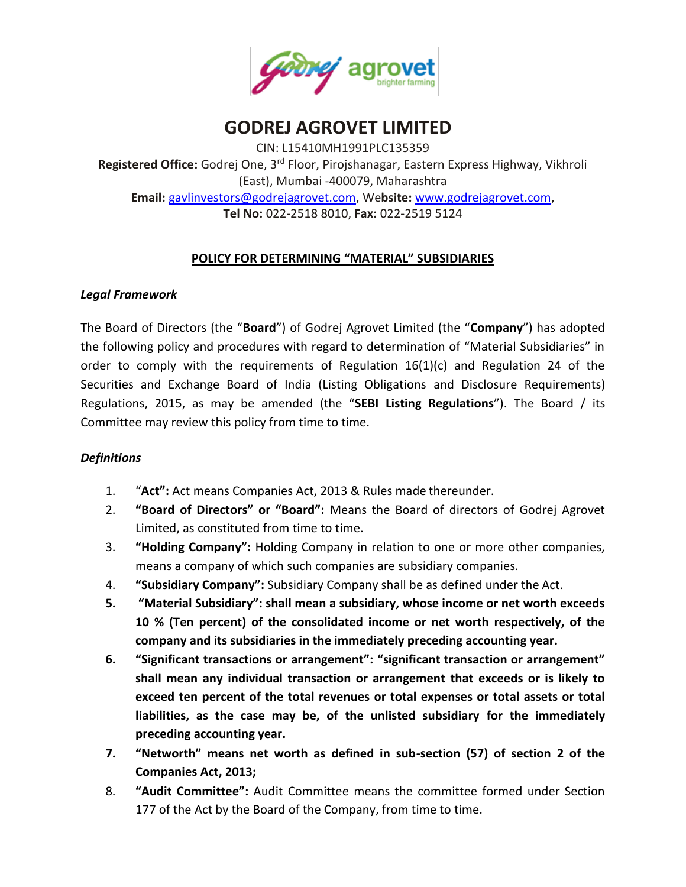# GODREJ AGROVET LIMITED

CIN: L15410MH1991PLC135359

**Registered Office:** Godrej One, 3rd Floor, Pirojshanagar, Eastern Express Highway, Vikhroli (East), Mumbai -400079, Maharashtra

**Email:** gavlinvestors@godrejagrovet.com, **Website:** www.godrejagrovet.com,

**Tel No:** 022-2518 8010, **Fax:** 022-2519 5124

## POLICY FOR DETERMINING "MATERIAL" SUBSIDIARIES

### *Legal Framework*

The Board of Directors (the "**Board**") of Godrej Agrovet Limited (the "**Company**") has adopted the following policy and procedures with regard to determination of "Material Subsidiaries" in order to comply with the requirements of Regulation 16(1)(c) and Regulation 24 of the Securities and Exchange Board of India (Listing Obligations and Disclosure Requirements) Regulations, 2015, as may be amended (the "**SEBI Listing Regulations**"). The Board / its Committee may review this policy from time to time.

### *Definitions*

1. "**Act":** Act means Companies Act, 2013 & Rules made thereunder.
2. **"Board of Directors" or "Board":** Means the Board of directors of Godrej Agrovet Limited, as constituted from time to time.
3. **"Holding Company":** Holding Company in relation to one or more other companies, means a company of which such companies are subsidiary companies.
4. **"Subsidiary Company":** Subsidiary Company shall be as defined under the Act.
5. **"Material Subsidiary": shall mean a subsidiary, whose income or net worth exceeds 10 % (Ten percent) of the consolidated income or net worth respectively, of the company and its subsidiaries in the immediately preceding accounting year.**
6. **"Significant transactions or arrangement": "significant transaction or arrangement" shall mean any individual transaction or arrangement that exceeds or is likely to exceed ten percent of the total revenues or total expenses or total assets or total liabilities, as the case may be, of the unlisted subsidiary for the immediately preceding accounting year.**
7. **"Networth" means net worth as defined in sub-section (57) of section 2 of the Companies Act, 2013;**
8. **"Audit Committee":** Audit Committee means the committee formed under Section 177 of the Act by the Board of the Company, from time to time.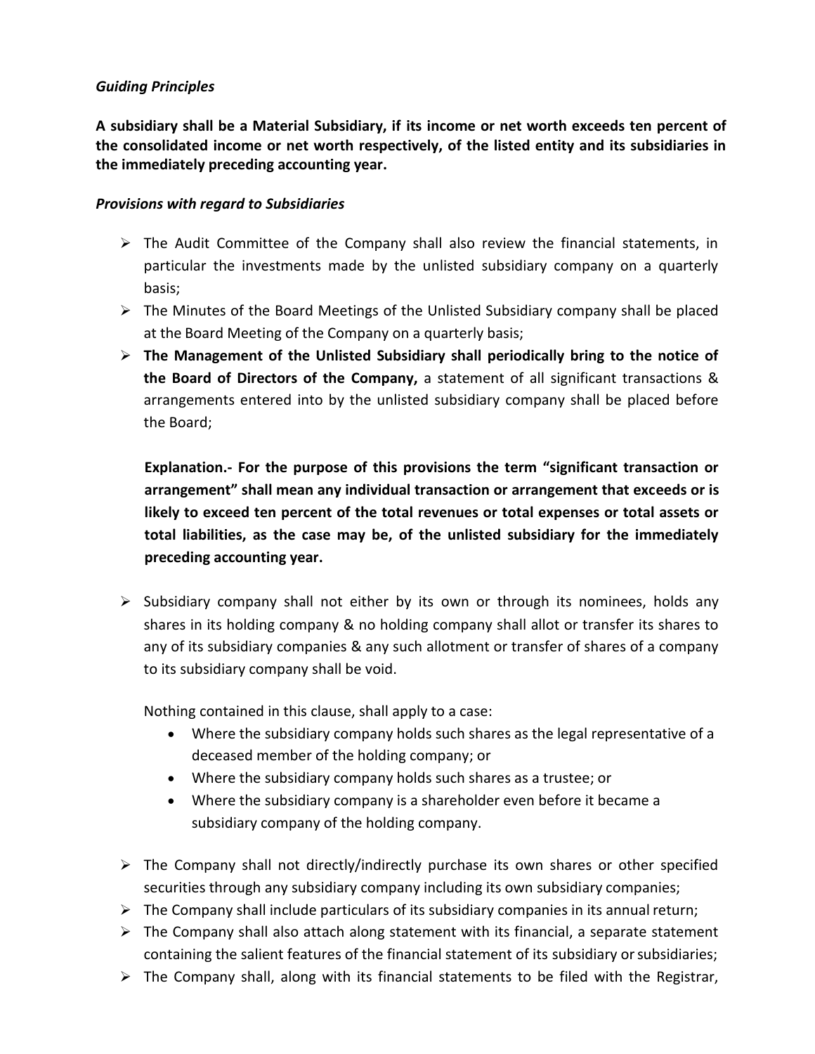***Guiding Principles***

**A subsidiary shall be a Material Subsidiary, if its income or net worth exceeds ten percent of the consolidated income or net worth respectively, of the listed entity and its subsidiaries in the immediately preceding accounting year.**

***Provisions with regard to Subsidiaries***

- The Audit Committee of the Company shall also review the financial statements, in particular the investments made by the unlisted subsidiary company on a quarterly basis;
- The Minutes of the Board Meetings of the Unlisted Subsidiary company shall be placed at the Board Meeting of the Company on a quarterly basis;
- **The Management of the Unlisted Subsidiary shall periodically bring to the notice of the Board of Directors of the Company,** a statement of all significant transactions & arrangements entered into by the unlisted subsidiary company shall be placed before the Board;

  **Explanation.- For the purpose of this provisions the term "significant transaction or arrangement" shall mean any individual transaction or arrangement that exceeds or is likely to exceed ten percent of the total revenues or total expenses or total assets or total liabilities, as the case may be, of the unlisted subsidiary for the immediately preceding accounting year.**

- Subsidiary company shall not either by its own or through its nominees, holds any shares in its holding company & no holding company shall allot or transfer its shares to any of its subsidiary companies & any such allotment or transfer of shares of a company to its subsidiary company shall be void.

  Nothing contained in this clause, shall apply to a case:
  - Where the subsidiary company holds such shares as the legal representative of a deceased member of the holding company; or
  - Where the subsidiary company holds such shares as a trustee; or
  - Where the subsidiary company is a shareholder even before it became a subsidiary company of the holding company.

- The Company shall not directly/indirectly purchase its own shares or other specified securities through any subsidiary company including its own subsidiary companies;
- The Company shall include particulars of its subsidiary companies in its annual return;
- The Company shall also attach along statement with its financial, a separate statement containing the salient features of the financial statement of its subsidiary or subsidiaries;
- The Company shall, along with its financial statements to be filed with the Registrar,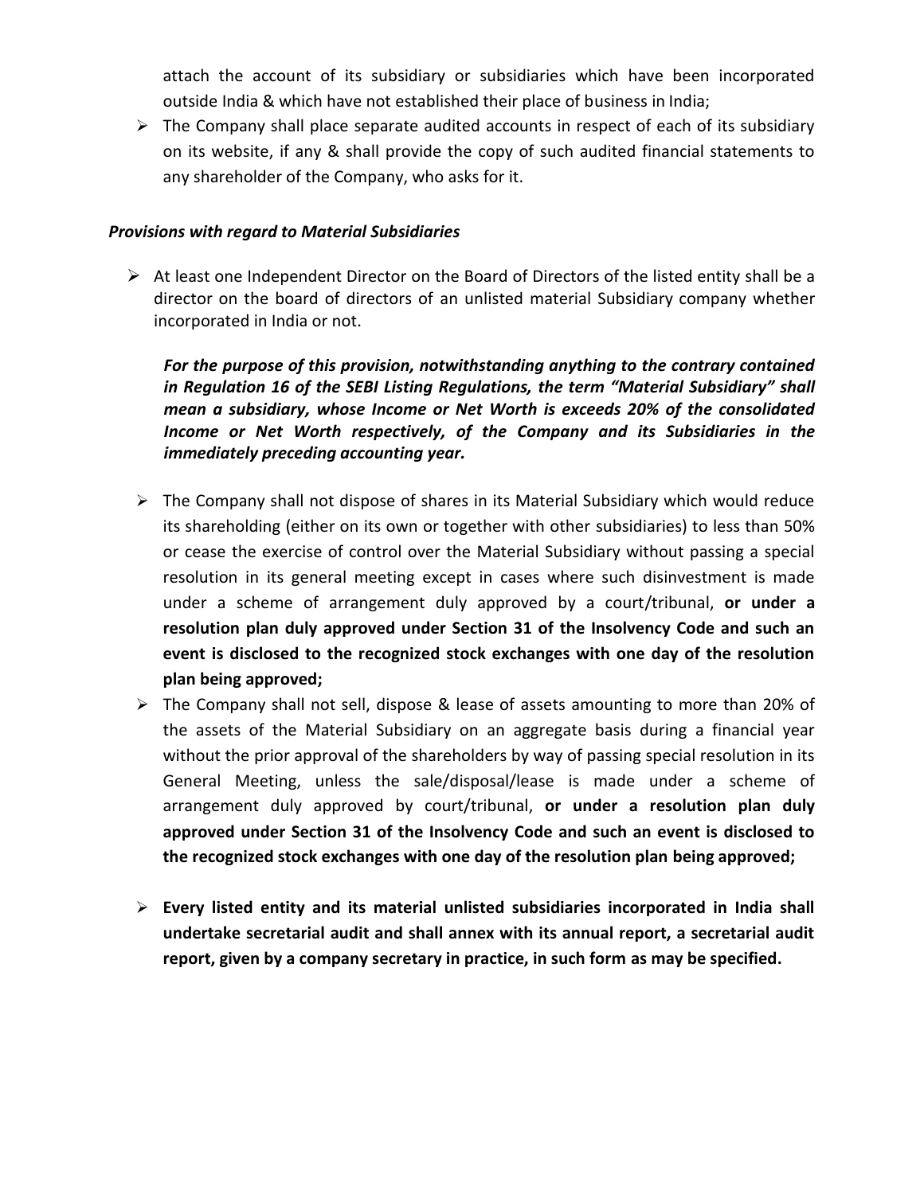attach the account of its subsidiary or subsidiaries which have been incorporated outside India & which have not established their place of business in India;

- The Company shall place separate audited accounts in respect of each of its subsidiary on its website, if any & shall provide the copy of such audited financial statements to any shareholder of the Company, who asks for it.

***Provisions with regard to Material Subsidiaries***

- At least one Independent Director on the Board of Directors of the listed entity shall be a director on the board of directors of an unlisted material Subsidiary company whether incorporated in India or not.

  ***For the purpose of this provision, notwithstanding anything to the contrary contained in Regulation 16 of the SEBI Listing Regulations, the term "Material Subsidiary" shall mean a subsidiary, whose Income or Net Worth is exceeds 20% of the consolidated Income or Net Worth respectively, of the Company and its Subsidiaries in the immediately preceding accounting year.***

- The Company shall not dispose of shares in its Material Subsidiary which would reduce its shareholding (either on its own or together with other subsidiaries) to less than 50% or cease the exercise of control over the Material Subsidiary without passing a special resolution in its general meeting except in cases where such disinvestment is made under a scheme of arrangement duly approved by a court/tribunal, **or under a resolution plan duly approved under Section 31 of the Insolvency Code and such an event is disclosed to the recognized stock exchanges with one day of the resolution plan being approved;**
- The Company shall not sell, dispose & lease of assets amounting to more than 20% of the assets of the Material Subsidiary on an aggregate basis during a financial year without the prior approval of the shareholders by way of passing special resolution in its General Meeting, unless the sale/disposal/lease is made under a scheme of arrangement duly approved by court/tribunal, **or under a resolution plan duly approved under Section 31 of the Insolvency Code and such an event is disclosed to the recognized stock exchanges with one day of the resolution plan being approved;**

- **Every listed entity and its material unlisted subsidiaries incorporated in India shall undertake secretarial audit and shall annex with its annual report, a secretarial audit report, given by a company secretary in practice, in such form as may be specified.**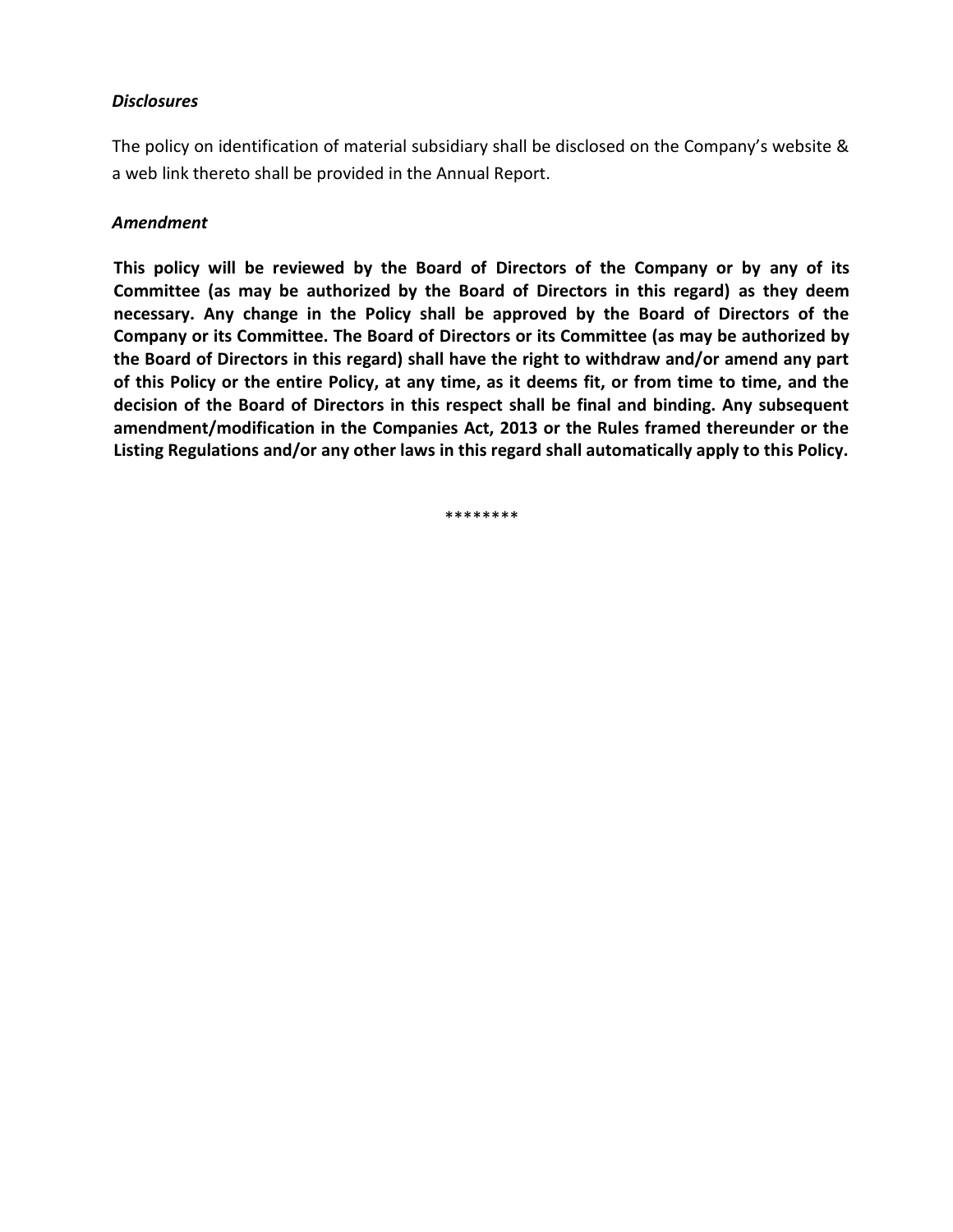### *Disclosures*

The policy on identification of material subsidiary shall be disclosed on the Company's website & a web link thereto shall be provided in the Annual Report.

### *Amendment*

**This policy will be reviewed by the Board of Directors of the Company or by any of its Committee (as may be authorized by the Board of Directors in this regard) as they deem necessary. Any change in the Policy shall be approved by the Board of Directors of the Company or its Committee. The Board of Directors or its Committee (as may be authorized by the Board of Directors in this regard) shall have the right to withdraw and/or amend any part of this Policy or the entire Policy, at any time, as it deems fit, or from time to time, and the decision of the Board of Directors in this respect shall be final and binding. Any subsequent amendment/modification in the Companies Act, 2013 or the Rules framed thereunder or the Listing Regulations and/or any other laws in this regard shall automatically apply to this Policy.**

********